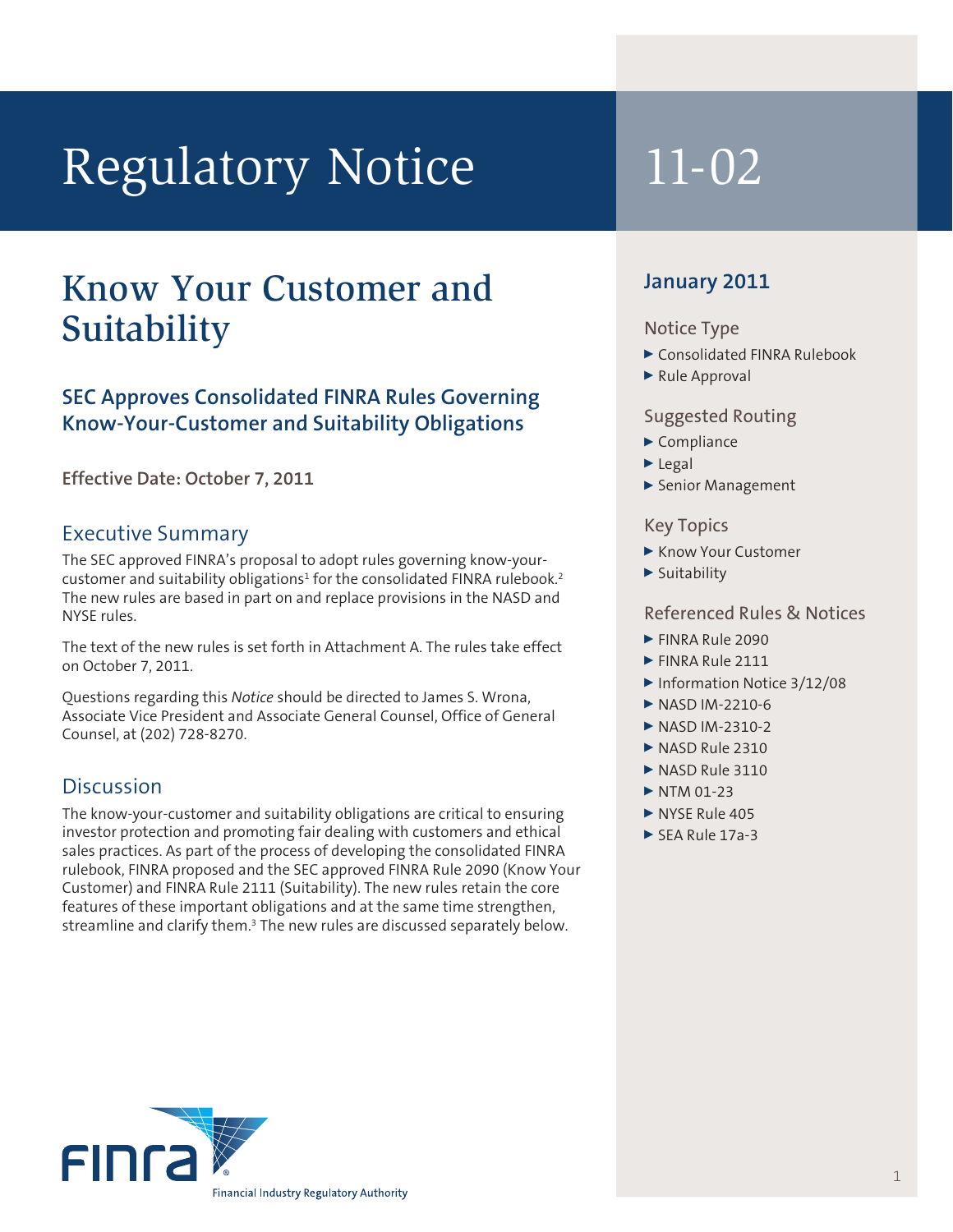# Regulatory Notice 11-02

## Know Your Customer and Suitability

### SEC Approves Consolidated FINRA Rules Governing Know-Your-Customer and Suitability Obligations

**Effective Date: October 7, 2011**

### Executive Summary

The SEC approved FINRA's proposal to adopt rules governing know-your-customer and suitability obligations[1] for the consolidated FINRA rulebook.[2] The new rules are based in part on and replace provisions in the NASD and NYSE rules.

The text of the new rules is set forth in Attachment A. The rules take effect on October 7, 2011.

Questions regarding this *Notice* should be directed to James S. Wrona, Associate Vice President and Associate General Counsel, Office of General Counsel, at (202) 728-8270.

### Discussion

The know-your-customer and suitability obligations are critical to ensuring investor protection and promoting fair dealing with customers and ethical sales practices. As part of the process of developing the consolidated FINRA rulebook, FINRA proposed and the SEC approved FINRA Rule 2090 (Know Your Customer) and FINRA Rule 2111 (Suitability). The new rules retain the core features of these important obligations and at the same time strengthen, streamline and clarify them.[3] The new rules are discussed separately below.

**January 2011**

Notice Type

- Consolidated FINRA Rulebook
- Rule Approval

Suggested Routing

- Compliance
- Legal
- Senior Management

Key Topics

- Know Your Customer
- Suitability

Referenced Rules & Notices

- FINRA Rule 2090
- FINRA Rule 2111
- Information Notice 3/12/08
- NASD IM-2210-6
- NASD IM-2310-2
- NASD Rule 2310
- NASD Rule 3110
- NTM 01-23
- NYSE Rule 405
- SEA Rule 17a-3

FINRA — Financial Industry Regulatory Authority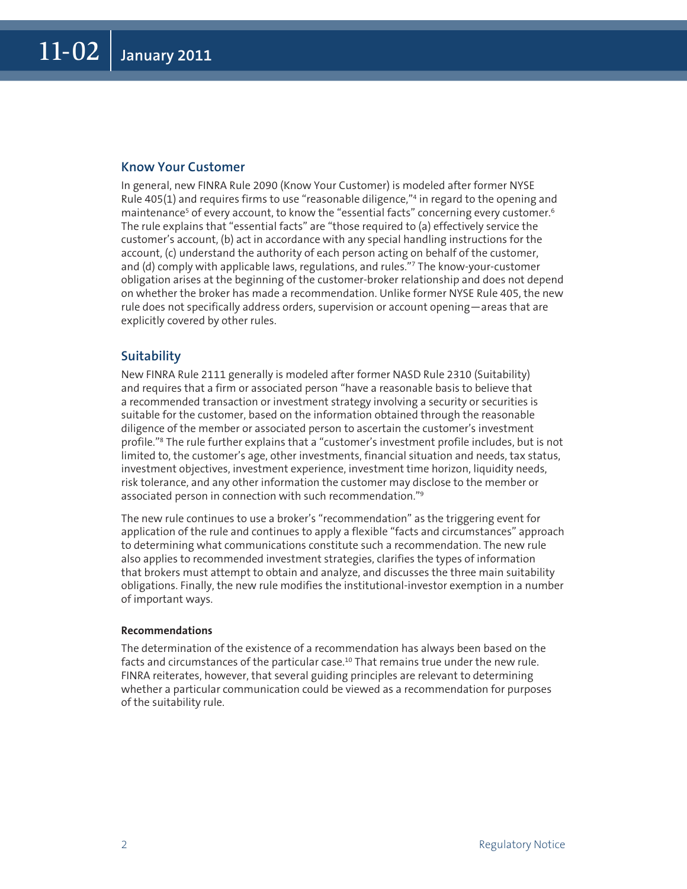## Know Your Customer

In general, new FINRA Rule 2090 (Know Your Customer) is modeled after former NYSE Rule 405(1) and requires firms to use "reasonable diligence,"[4] in regard to the opening and maintenance[5] of every account, to know the "essential facts" concerning every customer.[6] The rule explains that "essential facts" are "those required to (a) effectively service the customer's account, (b) act in accordance with any special handling instructions for the account, (c) understand the authority of each person acting on behalf of the customer, and (d) comply with applicable laws, regulations, and rules."[7] The know-your-customer obligation arises at the beginning of the customer-broker relationship and does not depend on whether the broker has made a recommendation. Unlike former NYSE Rule 405, the new rule does not specifically address orders, supervision or account opening—areas that are explicitly covered by other rules.

## Suitability

New FINRA Rule 2111 generally is modeled after former NASD Rule 2310 (Suitability) and requires that a firm or associated person "have a reasonable basis to believe that a recommended transaction or investment strategy involving a security or securities is suitable for the customer, based on the information obtained through the reasonable diligence of the member or associated person to ascertain the customer's investment profile."[8] The rule further explains that a "customer's investment profile includes, but is not limited to, the customer's age, other investments, financial situation and needs, tax status, investment objectives, investment experience, investment time horizon, liquidity needs, risk tolerance, and any other information the customer may disclose to the member or associated person in connection with such recommendation."[9]

The new rule continues to use a broker's "recommendation" as the triggering event for application of the rule and continues to apply a flexible "facts and circumstances" approach to determining what communications constitute such a recommendation. The new rule also applies to recommended investment strategies, clarifies the types of information that brokers must attempt to obtain and analyze, and discusses the three main suitability obligations. Finally, the new rule modifies the institutional-investor exemption in a number of important ways.

### Recommendations

The determination of the existence of a recommendation has always been based on the facts and circumstances of the particular case.[10] That remains true under the new rule. FINRA reiterates, however, that several guiding principles are relevant to determining whether a particular communication could be viewed as a recommendation for purposes of the suitability rule.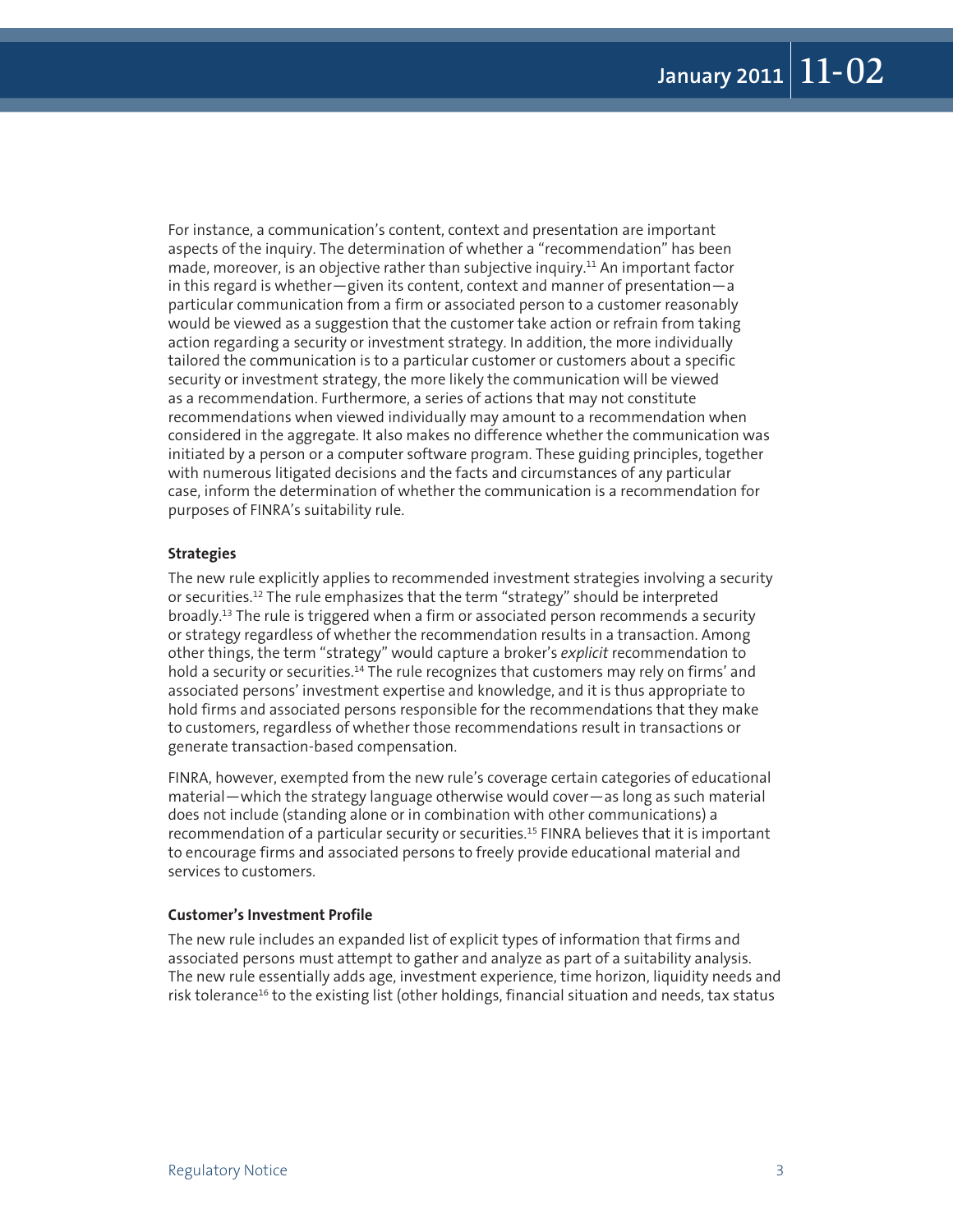For instance, a communication's content, context and presentation are important aspects of the inquiry. The determination of whether a "recommendation" has been made, moreover, is an objective rather than subjective inquiry.[11] An important factor in this regard is whether—given its content, context and manner of presentation—a particular communication from a firm or associated person to a customer reasonably would be viewed as a suggestion that the customer take action or refrain from taking action regarding a security or investment strategy. In addition, the more individually tailored the communication is to a particular customer or customers about a specific security or investment strategy, the more likely the communication will be viewed as a recommendation. Furthermore, a series of actions that may not constitute recommendations when viewed individually may amount to a recommendation when considered in the aggregate. It also makes no difference whether the communication was initiated by a person or a computer software program. These guiding principles, together with numerous litigated decisions and the facts and circumstances of any particular case, inform the determination of whether the communication is a recommendation for purposes of FINRA's suitability rule.

**Strategies**

The new rule explicitly applies to recommended investment strategies involving a security or securities.[12] The rule emphasizes that the term "strategy" should be interpreted broadly.[13] The rule is triggered when a firm or associated person recommends a security or strategy regardless of whether the recommendation results in a transaction. Among other things, the term "strategy" would capture a broker's *explicit* recommendation to hold a security or securities.[14] The rule recognizes that customers may rely on firms' and associated persons' investment expertise and knowledge, and it is thus appropriate to hold firms and associated persons responsible for the recommendations that they make to customers, regardless of whether those recommendations result in transactions or generate transaction-based compensation.

FINRA, however, exempted from the new rule's coverage certain categories of educational material—which the strategy language otherwise would cover—as long as such material does not include (standing alone or in combination with other communications) a recommendation of a particular security or securities.[15] FINRA believes that it is important to encourage firms and associated persons to freely provide educational material and services to customers.

**Customer's Investment Profile**

The new rule includes an expanded list of explicit types of information that firms and associated persons must attempt to gather and analyze as part of a suitability analysis. The new rule essentially adds age, investment experience, time horizon, liquidity needs and risk tolerance[16] to the existing list (other holdings, financial situation and needs, tax status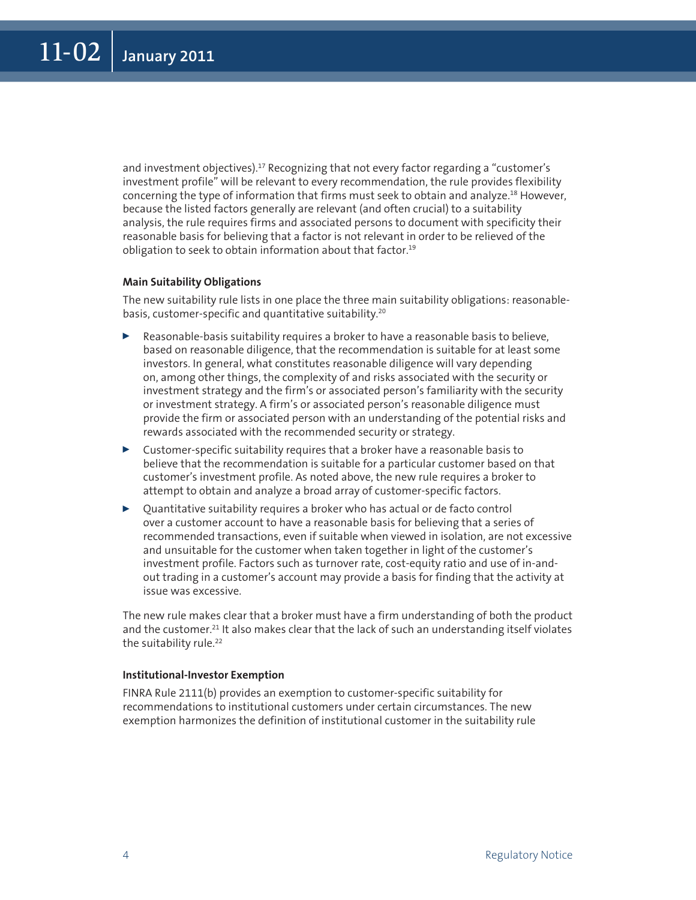and investment objectives).[17] Recognizing that not every factor regarding a "customer's investment profile" will be relevant to every recommendation, the rule provides flexibility concerning the type of information that firms must seek to obtain and analyze.[18] However, because the listed factors generally are relevant (and often crucial) to a suitability analysis, the rule requires firms and associated persons to document with specificity their reasonable basis for believing that a factor is not relevant in order to be relieved of the obligation to seek to obtain information about that factor.[19]

**Main Suitability Obligations**

The new suitability rule lists in one place the three main suitability obligations: reasonable-basis, customer-specific and quantitative suitability.[20]

- Reasonable-basis suitability requires a broker to have a reasonable basis to believe, based on reasonable diligence, that the recommendation is suitable for at least some investors. In general, what constitutes reasonable diligence will vary depending on, among other things, the complexity of and risks associated with the security or investment strategy and the firm's or associated person's familiarity with the security or investment strategy. A firm's or associated person's reasonable diligence must provide the firm or associated person with an understanding of the potential risks and rewards associated with the recommended security or strategy.
- Customer-specific suitability requires that a broker have a reasonable basis to believe that the recommendation is suitable for a particular customer based on that customer's investment profile. As noted above, the new rule requires a broker to attempt to obtain and analyze a broad array of customer-specific factors.
- Quantitative suitability requires a broker who has actual or de facto control over a customer account to have a reasonable basis for believing that a series of recommended transactions, even if suitable when viewed in isolation, are not excessive and unsuitable for the customer when taken together in light of the customer's investment profile. Factors such as turnover rate, cost-equity ratio and use of in-and-out trading in a customer's account may provide a basis for finding that the activity at issue was excessive.

The new rule makes clear that a broker must have a firm understanding of both the product and the customer.[21] It also makes clear that the lack of such an understanding itself violates the suitability rule.[22]

**Institutional-Investor Exemption**

FINRA Rule 2111(b) provides an exemption to customer-specific suitability for recommendations to institutional customers under certain circumstances. The new exemption harmonizes the definition of institutional customer in the suitability rule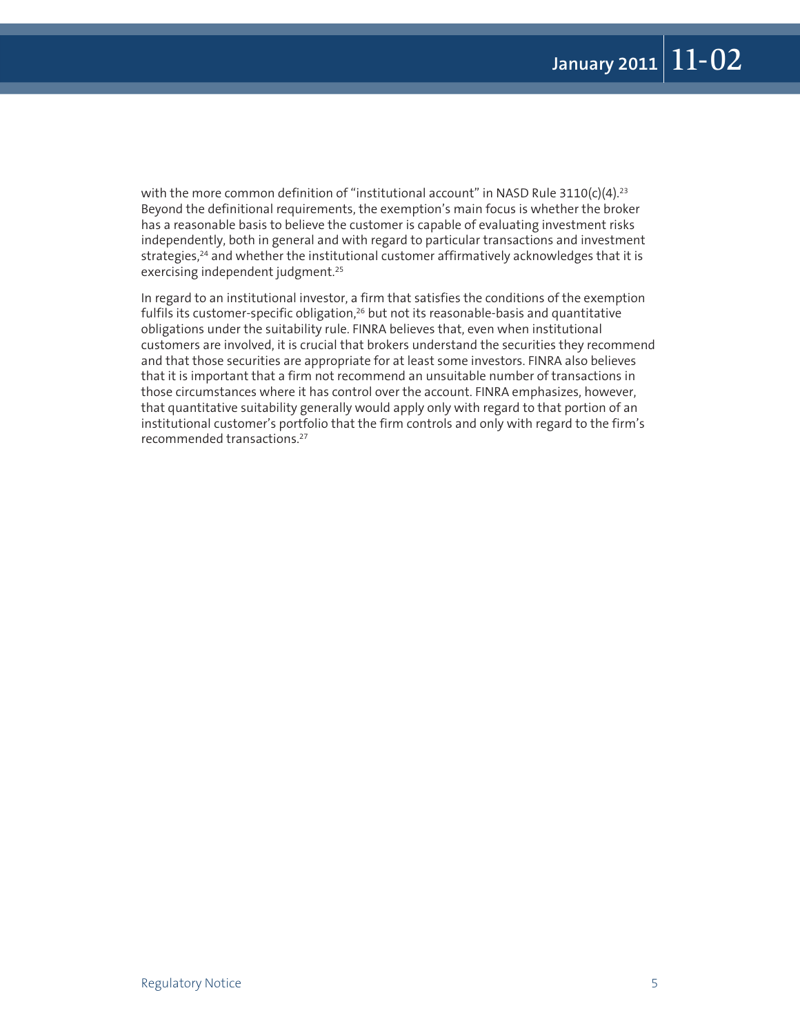with the more common definition of "institutional account" in NASD Rule 3110(c)(4).[23] Beyond the definitional requirements, the exemption's main focus is whether the broker has a reasonable basis to believe the customer is capable of evaluating investment risks independently, both in general and with regard to particular transactions and investment strategies,[24] and whether the institutional customer affirmatively acknowledges that it is exercising independent judgment.[25]

In regard to an institutional investor, a firm that satisfies the conditions of the exemption fulfils its customer-specific obligation,[26] but not its reasonable-basis and quantitative obligations under the suitability rule. FINRA believes that, even when institutional customers are involved, it is crucial that brokers understand the securities they recommend and that those securities are appropriate for at least some investors. FINRA also believes that it is important that a firm not recommend an unsuitable number of transactions in those circumstances where it has control over the account. FINRA emphasizes, however, that quantitative suitability generally would apply only with regard to that portion of an institutional customer's portfolio that the firm controls and only with regard to the firm's recommended transactions.[27]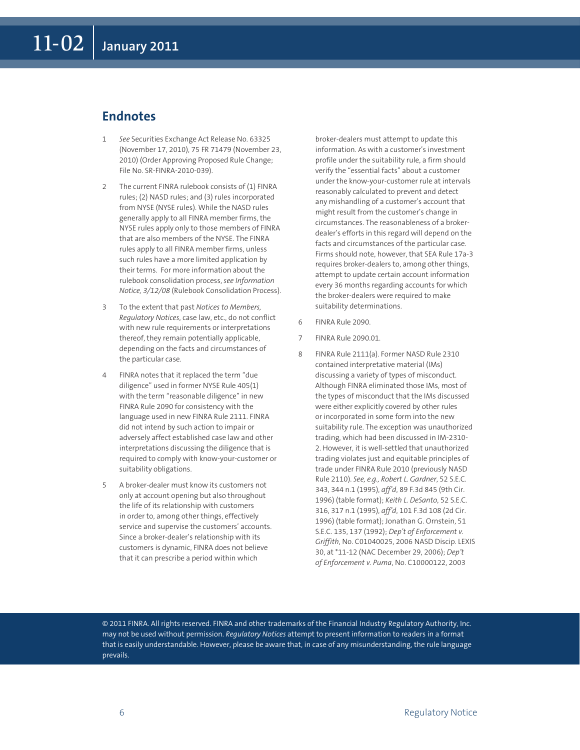## Endnotes

1. *See* Securities Exchange Act Release No. 63325 (November 17, 2010), 75 FR 71479 (November 23, 2010) (Order Approving Proposed Rule Change; File No. SR-FINRA-2010-039).

2. The current FINRA rulebook consists of (1) FINRA rules; (2) NASD rules; and (3) rules incorporated from NYSE (NYSE rules). While the NASD rules generally apply to all FINRA member firms, the NYSE rules apply only to those members of FINRA that are also members of the NYSE. The FINRA rules apply to all FINRA member firms, unless such rules have a more limited application by their terms. For more information about the rulebook consolidation process, *see Information Notice, 3/12/08* (Rulebook Consolidation Process).

3. To the extent that past *Notices to Members, Regulatory Notices*, case law, etc., do not conflict with new rule requirements or interpretations thereof, they remain potentially applicable, depending on the facts and circumstances of the particular case.

4. FINRA notes that it replaced the term "due diligence" used in former NYSE Rule 405(1) with the term "reasonable diligence" in new FINRA Rule 2090 for consistency with the language used in new FINRA Rule 2111. FINRA did not intend by such action to impair or adversely affect established case law and other interpretations discussing the diligence that is required to comply with know-your-customer or suitability obligations.

5. A broker-dealer must know its customers not only at account opening but also throughout the life of its relationship with customers in order to, among other things, effectively service and supervise the customers' accounts. Since a broker-dealer's relationship with its customers is dynamic, FINRA does not believe that it can prescribe a period within which broker-dealers must attempt to update this information. As with a customer's investment profile under the suitability rule, a firm should verify the "essential facts" about a customer under the know-your-customer rule at intervals reasonably calculated to prevent and detect any mishandling of a customer's account that might result from the customer's change in circumstances. The reasonableness of a broker-dealer's efforts in this regard will depend on the facts and circumstances of the particular case. Firms should note, however, that SEA Rule 17a-3 requires broker-dealers to, among other things, attempt to update certain account information every 36 months regarding accounts for which the broker-dealers were required to make suitability determinations.

6. FINRA Rule 2090.

7. FINRA Rule 2090.01.

8. FINRA Rule 2111(a). Former NASD Rule 2310 contained interpretative material (IMs) discussing a variety of types of misconduct. Although FINRA eliminated those IMs, most of the types of misconduct that the IMs discussed were either explicitly covered by other rules or incorporated in some form into the new suitability rule. The exception was unauthorized trading, which had been discussed in IM-2310-2. However, it is well-settled that unauthorized trading violates just and equitable principles of trade under FINRA Rule 2010 (previously NASD Rule 2110). *See, e.g., Robert L. Gardner*, 52 S.E.C. 343, 344 n.1 (1995), *aff'd*, 89 F.3d 845 (9th Cir. 1996) (table format); *Keith L. DeSanto*, 52 S.E.C. 316, 317 n.1 (1995), *aff'd*, 101 F.3d 108 (2d Cir. 1996) (table format); Jonathan G. Ornstein, 51 S.E.C. 135, 137 (1992); *Dep't of Enforcement v. Griffith*, No. C01040025, 2006 NASD Discip. LEXIS 30, at *11-12 (NAC December 29, 2006); *Dep't of Enforcement v. Puma*, No. C10000122, 2003

© 2011 FINRA. All rights reserved. FINRA and other trademarks of the Financial Industry Regulatory Authority, Inc. may not be used without permission. *Regulatory Notices* attempt to present information to readers in a format that is easily understandable. However, please be aware that, in case of any misunderstanding, the rule language prevails.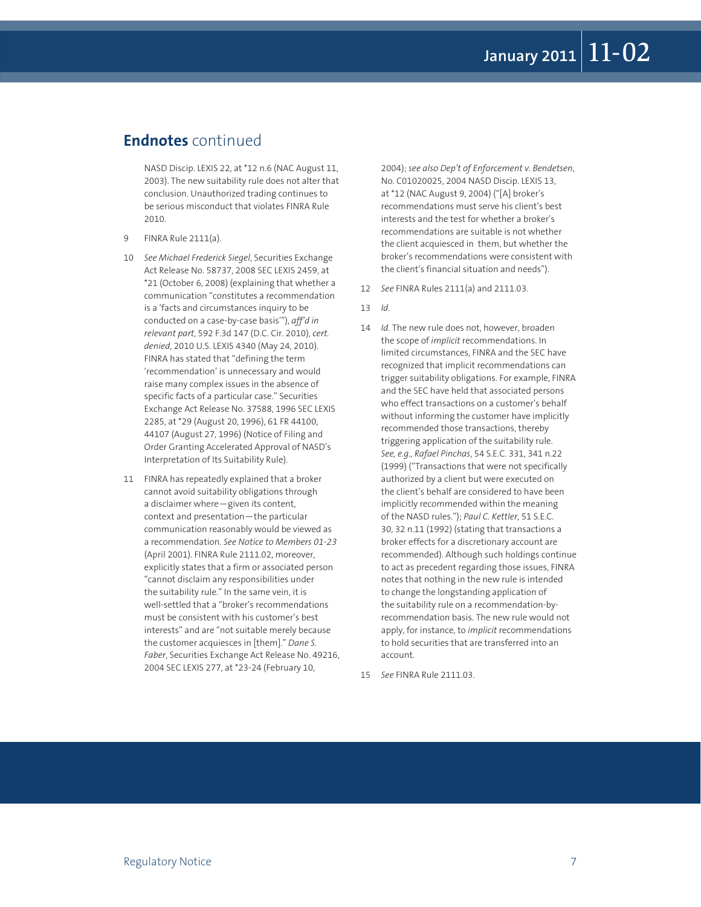## **Endnotes** continued

NASD Discip. LEXIS 22, at *12 n.6 (NAC August 11, 2003). The new suitability rule does not alter that conclusion. Unauthorized trading continues to be serious misconduct that violates FINRA Rule 2010.

9 FINRA Rule 2111(a).

10 *See Michael Frederick Siegel*, Securities Exchange Act Release No. 58737, 2008 SEC LEXIS 2459, at *21 (October 6, 2008) (explaining that whether a communication "constitutes a recommendation is a 'facts and circumstances inquiry to be conducted on a case-by-case basis'"), *aff'd in relevant part*, 592 F.3d 147 (D.C. Cir. 2010), *cert. denied*, 2010 U.S. LEXIS 4340 (May 24, 2010). FINRA has stated that "defining the term 'recommendation' is unnecessary and would raise many complex issues in the absence of specific facts of a particular case." Securities Exchange Act Release No. 37588, 1996 SEC LEXIS 2285, at *29 (August 20, 1996), 61 FR 44100, 44107 (August 27, 1996) (Notice of Filing and Order Granting Accelerated Approval of NASD's Interpretation of Its Suitability Rule).

11 FINRA has repeatedly explained that a broker cannot avoid suitability obligations through a disclaimer where—given its content, context and presentation—the particular communication reasonably would be viewed as a recommendation. *See Notice to Members 01-23* (April 2001). FINRA Rule 2111.02, moreover, explicitly states that a firm or associated person "cannot disclaim any responsibilities under the suitability rule." In the same vein, it is well-settled that a "broker's recommendations must be consistent with his customer's best interests" and are "not suitable merely because the customer acquiesces in [them]." *Dane S. Faber*, Securities Exchange Act Release No. 49216, 2004 SEC LEXIS 277, at *23-24 (February 10, 2004); *see also Dep't of Enforcement v. Bendetsen*, No. C01020025, 2004 NASD Discip. LEXIS 13, at *12 (NAC August 9, 2004) ("[A] broker's recommendations must serve his client's best interests and the test for whether a broker's recommendations are suitable is not whether the client acquiesced in them, but whether the broker's recommendations were consistent with the client's financial situation and needs").

12 *See* FINRA Rules 2111(a) and 2111.03.

13 *Id.*

14 *Id.* The new rule does not, however, broaden the scope of *implicit* recommendations. In limited circumstances, FINRA and the SEC have recognized that implicit recommendations can trigger suitability obligations. For example, FINRA and the SEC have held that associated persons who effect transactions on a customer's behalf without informing the customer have implicitly recommended those transactions, thereby triggering application of the suitability rule. *See, e.g., Rafael Pinchas*, 54 S.E.C. 331, 341 n.22 (1999) ("Transactions that were not specifically authorized by a client but were executed on the client's behalf are considered to have been implicitly recommended within the meaning of the NASD rules."); *Paul C. Kettler*, 51 S.E.C. 30, 32 n.11 (1992) (stating that transactions a broker effects for a discretionary account are recommended). Although such holdings continue to act as precedent regarding those issues, FINRA notes that nothing in the new rule is intended to change the longstanding application of the suitability rule on a recommendation-by-recommendation basis. The new rule would not apply, for instance, to *implicit* recommendations to hold securities that are transferred into an account.

15 *See* FINRA Rule 2111.03.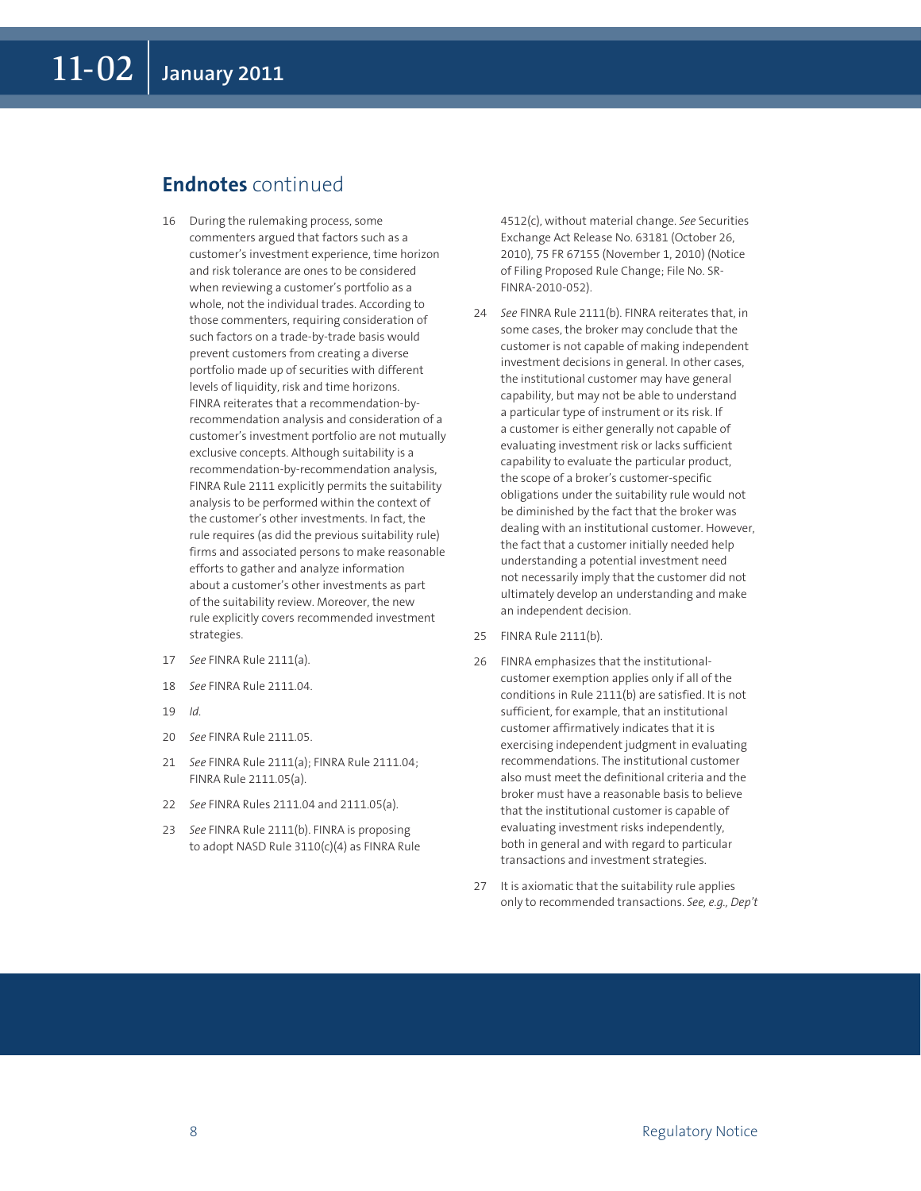## **Endnotes** continued

16 During the rulemaking process, some commenters argued that factors such as a customer's investment experience, time horizon and risk tolerance are ones to be considered when reviewing a customer's portfolio as a whole, not the individual trades. According to those commenters, requiring consideration of such factors on a trade-by-trade basis would prevent customers from creating a diverse portfolio made up of securities with different levels of liquidity, risk and time horizons. FINRA reiterates that a recommendation-by-recommendation analysis and consideration of a customer's investment portfolio are not mutually exclusive concepts. Although suitability is a recommendation-by-recommendation analysis, FINRA Rule 2111 explicitly permits the suitability analysis to be performed within the context of the customer's other investments. In fact, the rule requires (as did the previous suitability rule) firms and associated persons to make reasonable efforts to gather and analyze information about a customer's other investments as part of the suitability review. Moreover, the new rule explicitly covers recommended investment strategies.

17 *See* FINRA Rule 2111(a).

18 *See* FINRA Rule 2111.04.

19 *Id.*

20 *See* FINRA Rule 2111.05.

21 *See* FINRA Rule 2111(a); FINRA Rule 2111.04; FINRA Rule 2111.05(a).

22 *See* FINRA Rules 2111.04 and 2111.05(a).

23 *See* FINRA Rule 2111(b). FINRA is proposing to adopt NASD Rule 3110(c)(4) as FINRA Rule 4512(c), without material change. *See* Securities Exchange Act Release No. 63181 (October 26, 2010), 75 FR 67155 (November 1, 2010) (Notice of Filing Proposed Rule Change; File No. SR-FINRA-2010-052).

24 *See* FINRA Rule 2111(b). FINRA reiterates that, in some cases, the broker may conclude that the customer is not capable of making independent investment decisions in general. In other cases, the institutional customer may have general capability, but may not be able to understand a particular type of instrument or its risk. If a customer is either generally not capable of evaluating investment risk or lacks sufficient capability to evaluate the particular product, the scope of a broker's customer-specific obligations under the suitability rule would not be diminished by the fact that the broker was dealing with an institutional customer. However, the fact that a customer initially needed help understanding a potential investment need not necessarily imply that the customer did not ultimately develop an understanding and make an independent decision.

25 FINRA Rule 2111(b).

26 FINRA emphasizes that the institutional-customer exemption applies only if all of the conditions in Rule 2111(b) are satisfied. It is not sufficient, for example, that an institutional customer affirmatively indicates that it is exercising independent judgment in evaluating recommendations. The institutional customer also must meet the definitional criteria and the broker must have a reasonable basis to believe that the institutional customer is capable of evaluating investment risks independently, both in general and with regard to particular transactions and investment strategies.

27 It is axiomatic that the suitability rule applies only to recommended transactions. *See, e.g., Dep't*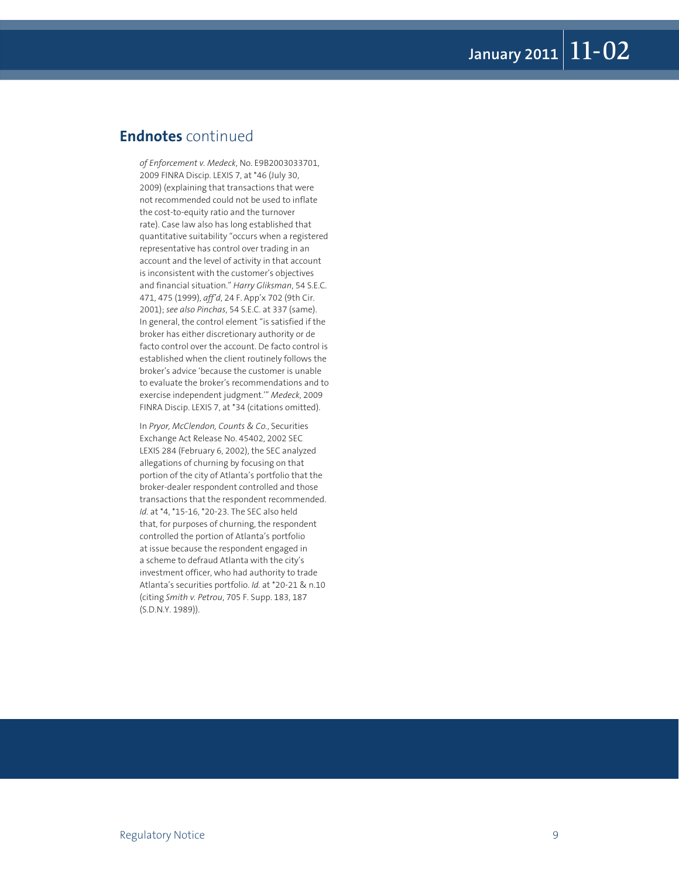## **Endnotes** continued

*of Enforcement v. Medeck*, No. E9B2003033701, 2009 FINRA Discip. LEXIS 7, at *46 (July 30, 2009) (explaining that transactions that were not recommended could not be used to inflate the cost-to-equity ratio and the turnover rate). Case law also has long established that quantitative suitability "occurs when a registered representative has control over trading in an account and the level of activity in that account is inconsistent with the customer's objectives and financial situation." *Harry Gliksman*, 54 S.E.C. 471, 475 (1999), *aff'd*, 24 F. App'x 702 (9th Cir. 2001); *see also Pinchas*, 54 S.E.C. at 337 (same). In general, the control element "is satisfied if the broker has either discretionary authority or de facto control over the account. De facto control is established when the client routinely follows the broker's advice 'because the customer is unable to evaluate the broker's recommendations and to exercise independent judgment.'" *Medeck*, 2009 FINRA Discip. LEXIS 7, at *34 (citations omitted).

In *Pryor, McClendon, Counts & Co.*, Securities Exchange Act Release No. 45402, 2002 SEC LEXIS 284 (February 6, 2002), the SEC analyzed allegations of churning by focusing on that portion of the city of Atlanta's portfolio that the broker-dealer respondent controlled and those transactions that the respondent recommended. *Id.* at *4, *15-16, *20-23. The SEC also held that, for purposes of churning, the respondent controlled the portion of Atlanta's portfolio at issue because the respondent engaged in a scheme to defraud Atlanta with the city's investment officer, who had authority to trade Atlanta's securities portfolio. *Id.* at *20-21 & n.10 (citing *Smith v. Petrou*, 705 F. Supp. 183, 187 (S.D.N.Y. 1989)).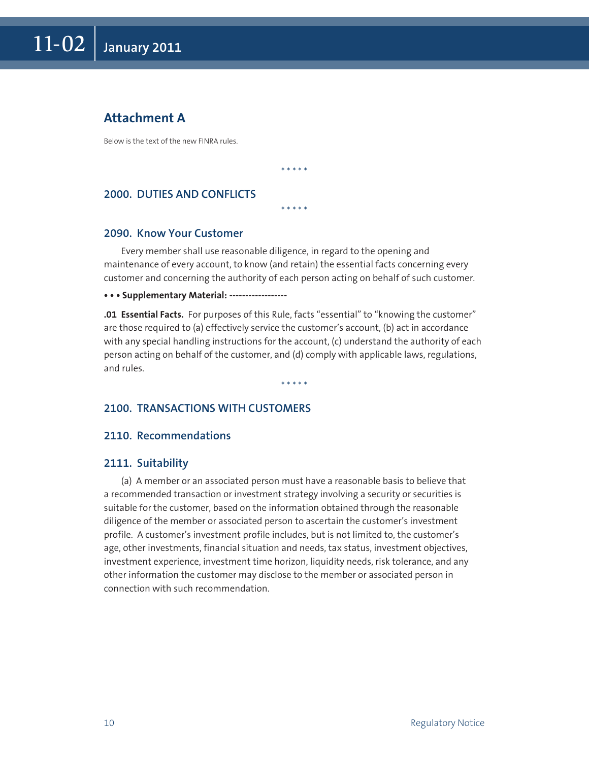## Attachment A

Below is the text of the new FINRA rules.

\* \* \* \* \*

### 2000. DUTIES AND CONFLICTS

\* \* \* \* \*

### 2090. Know Your Customer

Every member shall use reasonable diligence, in regard to the opening and maintenance of every account, to know (and retain) the essential facts concerning every customer and concerning the authority of each person acting on behalf of such customer.

**• • • Supplementary Material: ------------------**

**.01 Essential Facts.** For purposes of this Rule, facts "essential" to "knowing the customer" are those required to (a) effectively service the customer's account, (b) act in accordance with any special handling instructions for the account, (c) understand the authority of each person acting on behalf of the customer, and (d) comply with applicable laws, regulations, and rules.

\* \* \* \* \*

### 2100. TRANSACTIONS WITH CUSTOMERS

### 2110. Recommendations

### 2111. Suitability

(a) A member or an associated person must have a reasonable basis to believe that a recommended transaction or investment strategy involving a security or securities is suitable for the customer, based on the information obtained through the reasonable diligence of the member or associated person to ascertain the customer's investment profile. A customer's investment profile includes, but is not limited to, the customer's age, other investments, financial situation and needs, tax status, investment objectives, investment experience, investment time horizon, liquidity needs, risk tolerance, and any other information the customer may disclose to the member or associated person in connection with such recommendation.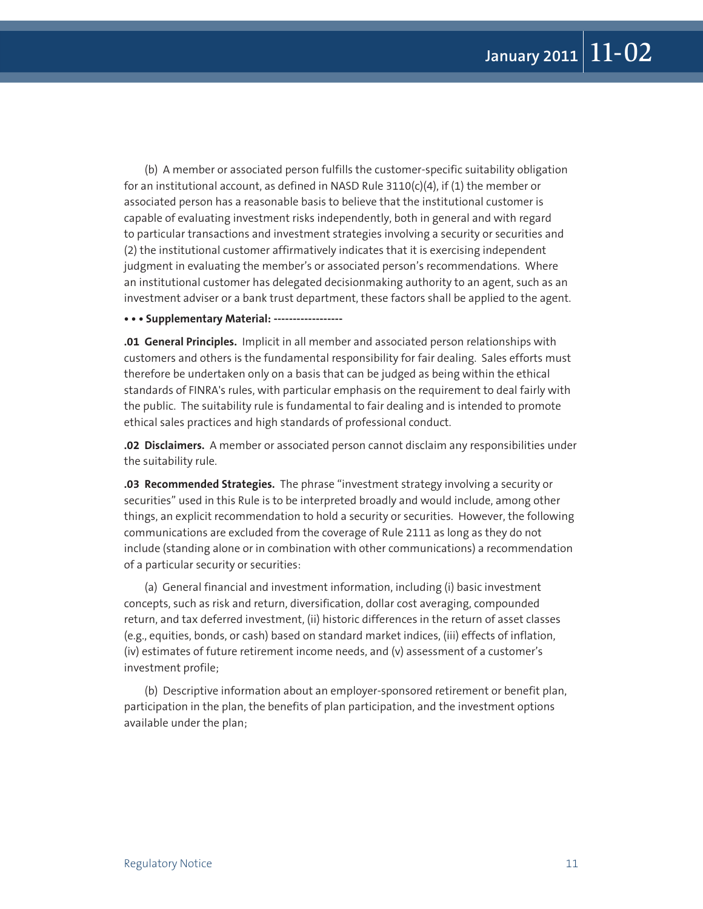(b) A member or associated person fulfills the customer-specific suitability obligation for an institutional account, as defined in NASD Rule 3110(c)(4), if (1) the member or associated person has a reasonable basis to believe that the institutional customer is capable of evaluating investment risks independently, both in general and with regard to particular transactions and investment strategies involving a security or securities and (2) the institutional customer affirmatively indicates that it is exercising independent judgment in evaluating the member's or associated person's recommendations. Where an institutional customer has delegated decisionmaking authority to an agent, such as an investment adviser or a bank trust department, these factors shall be applied to the agent.

**• • • Supplementary Material: ------------------**

**.01 General Principles.** Implicit in all member and associated person relationships with customers and others is the fundamental responsibility for fair dealing. Sales efforts must therefore be undertaken only on a basis that can be judged as being within the ethical standards of FINRA's rules, with particular emphasis on the requirement to deal fairly with the public. The suitability rule is fundamental to fair dealing and is intended to promote ethical sales practices and high standards of professional conduct.

**.02 Disclaimers.** A member or associated person cannot disclaim any responsibilities under the suitability rule.

**.03 Recommended Strategies.** The phrase "investment strategy involving a security or securities" used in this Rule is to be interpreted broadly and would include, among other things, an explicit recommendation to hold a security or securities. However, the following communications are excluded from the coverage of Rule 2111 as long as they do not include (standing alone or in combination with other communications) a recommendation of a particular security or securities:

(a) General financial and investment information, including (i) basic investment concepts, such as risk and return, diversification, dollar cost averaging, compounded return, and tax deferred investment, (ii) historic differences in the return of asset classes (e.g., equities, bonds, or cash) based on standard market indices, (iii) effects of inflation, (iv) estimates of future retirement income needs, and (v) assessment of a customer's investment profile;

(b) Descriptive information about an employer-sponsored retirement or benefit plan, participation in the plan, the benefits of plan participation, and the investment options available under the plan;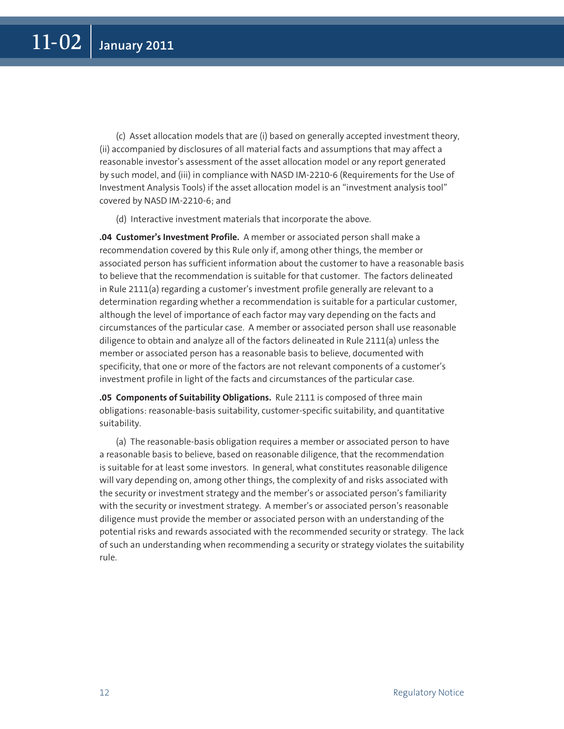(c) Asset allocation models that are (i) based on generally accepted investment theory, (ii) accompanied by disclosures of all material facts and assumptions that may affect a reasonable investor's assessment of the asset allocation model or any report generated by such model, and (iii) in compliance with NASD IM-2210-6 (Requirements for the Use of Investment Analysis Tools) if the asset allocation model is an "investment analysis tool" covered by NASD IM-2210-6; and

(d) Interactive investment materials that incorporate the above.

**.04 Customer's Investment Profile.** A member or associated person shall make a recommendation covered by this Rule only if, among other things, the member or associated person has sufficient information about the customer to have a reasonable basis to believe that the recommendation is suitable for that customer. The factors delineated in Rule 2111(a) regarding a customer's investment profile generally are relevant to a determination regarding whether a recommendation is suitable for a particular customer, although the level of importance of each factor may vary depending on the facts and circumstances of the particular case. A member or associated person shall use reasonable diligence to obtain and analyze all of the factors delineated in Rule 2111(a) unless the member or associated person has a reasonable basis to believe, documented with specificity, that one or more of the factors are not relevant components of a customer's investment profile in light of the facts and circumstances of the particular case.

**.05 Components of Suitability Obligations.** Rule 2111 is composed of three main obligations: reasonable-basis suitability, customer-specific suitability, and quantitative suitability.

(a) The reasonable-basis obligation requires a member or associated person to have a reasonable basis to believe, based on reasonable diligence, that the recommendation is suitable for at least some investors. In general, what constitutes reasonable diligence will vary depending on, among other things, the complexity of and risks associated with the security or investment strategy and the member's or associated person's familiarity with the security or investment strategy. A member's or associated person's reasonable diligence must provide the member or associated person with an understanding of the potential risks and rewards associated with the recommended security or strategy. The lack of such an understanding when recommending a security or strategy violates the suitability rule.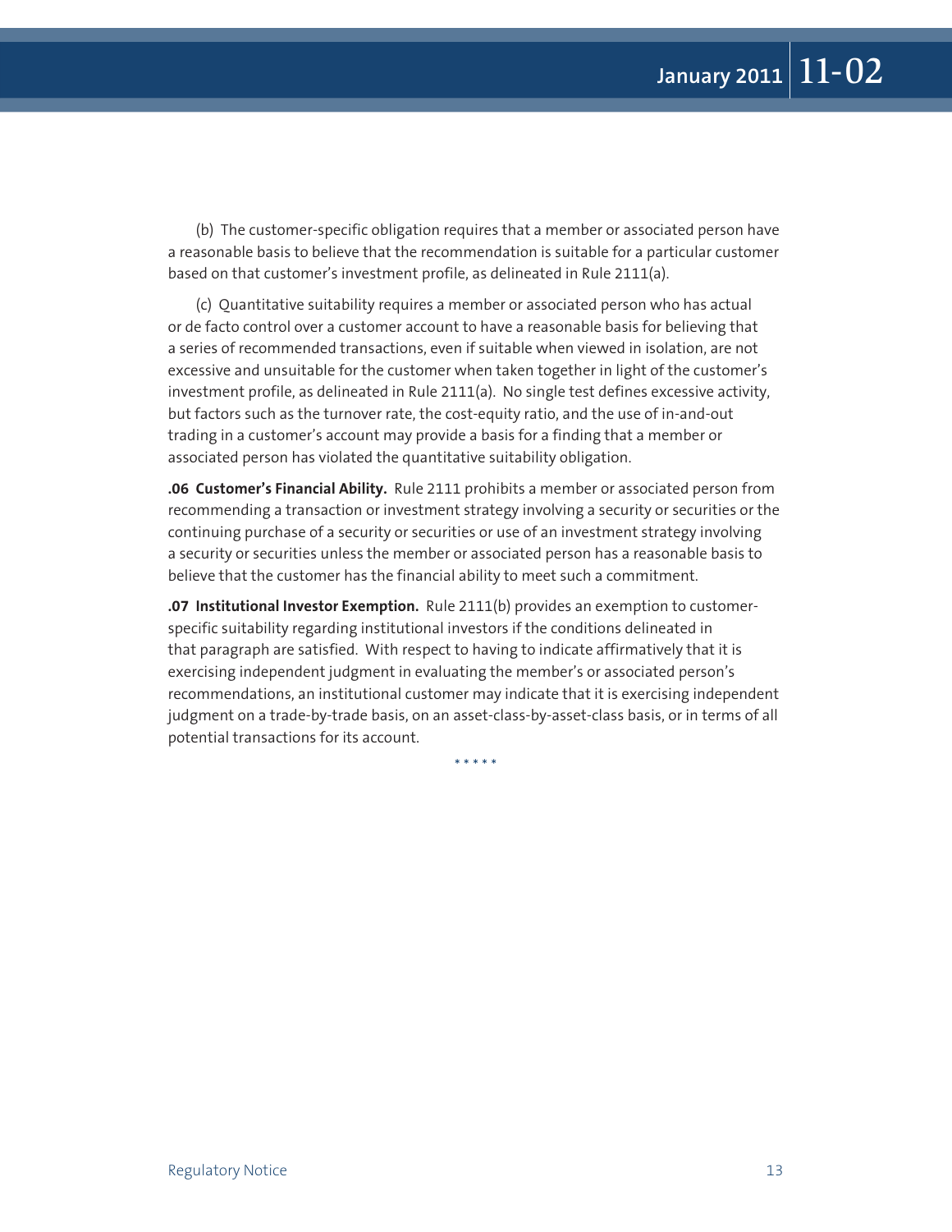(b) The customer-specific obligation requires that a member or associated person have a reasonable basis to believe that the recommendation is suitable for a particular customer based on that customer's investment profile, as delineated in Rule 2111(a).

(c) Quantitative suitability requires a member or associated person who has actual or de facto control over a customer account to have a reasonable basis for believing that a series of recommended transactions, even if suitable when viewed in isolation, are not excessive and unsuitable for the customer when taken together in light of the customer's investment profile, as delineated in Rule 2111(a). No single test defines excessive activity, but factors such as the turnover rate, the cost-equity ratio, and the use of in-and-out trading in a customer's account may provide a basis for a finding that a member or associated person has violated the quantitative suitability obligation.

**.06 Customer's Financial Ability.** Rule 2111 prohibits a member or associated person from recommending a transaction or investment strategy involving a security or securities or the continuing purchase of a security or securities or use of an investment strategy involving a security or securities unless the member or associated person has a reasonable basis to believe that the customer has the financial ability to meet such a commitment.

**.07 Institutional Investor Exemption.** Rule 2111(b) provides an exemption to customer-specific suitability regarding institutional investors if the conditions delineated in that paragraph are satisfied. With respect to having to indicate affirmatively that it is exercising independent judgment in evaluating the member's or associated person's recommendations, an institutional customer may indicate that it is exercising independent judgment on a trade-by-trade basis, on an asset-class-by-asset-class basis, or in terms of all potential transactions for its account.

* * * * *